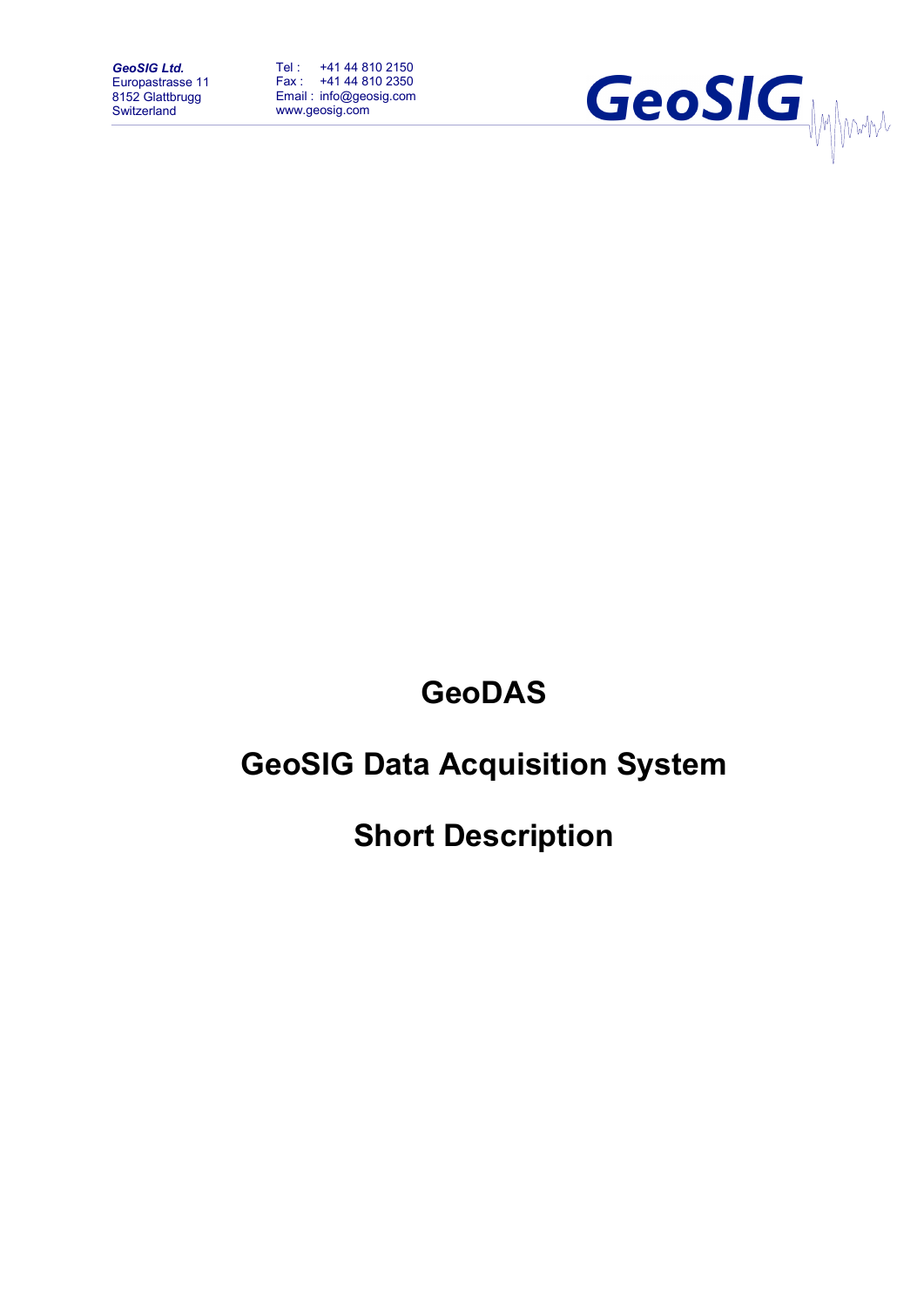**GeoSIG Ltd.**
Europastrasse 11
8152 Glattbrugg
Switzerland

Tel : +41 44 810 2150
Fax : +41 44 810 2350
Email : info@geosig.com
www.geosig.com

# GeoDAS

# GeoSIG Data Acquisition System

# Short Description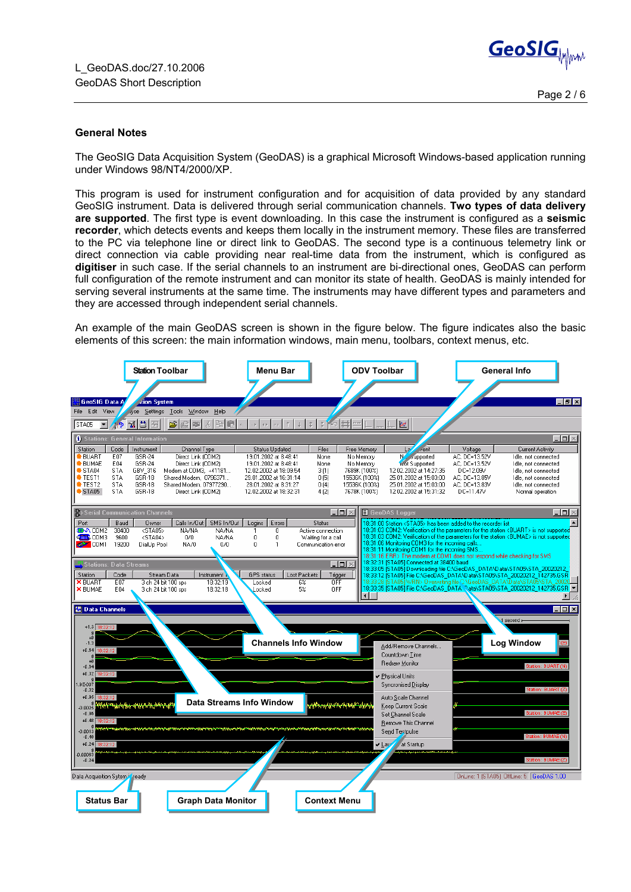**General Notes**

The GeoSIG Data Acquisition System (GeoDAS) is a graphical Microsoft Windows-based application running under Windows 98/NT4/2000/XP.

This program is used for instrument configuration and for acquisition of data provided by any standard GeoSIG instrument. Data is delivered through serial communication channels. **Two types of data delivery are supported**. The first type is event downloading. In this case the instrument is configured as a **seismic recorder**, which detects events and keeps them locally in the instrument memory. These files are transferred to the PC via telephone line or direct link to GeoDAS. The second type is a continuous telemetry link or direct connection via cable providing near real-time data from the instrument, which is configured as **digitiser** in such case. If the serial channels to an instrument are bi-directional ones, GeoDAS can perform full configuration of the remote instrument and can monitor its state of health. GeoDAS is mainly intended for serving several instruments at the same time. The instruments may have different types and parameters and they are accessed through independent serial channels.

An example of the main GeoDAS screen is shown in the figure below. The figure indicates also the basic elements of this screen: the main information windows, main menu, toolbars, context menus, etc.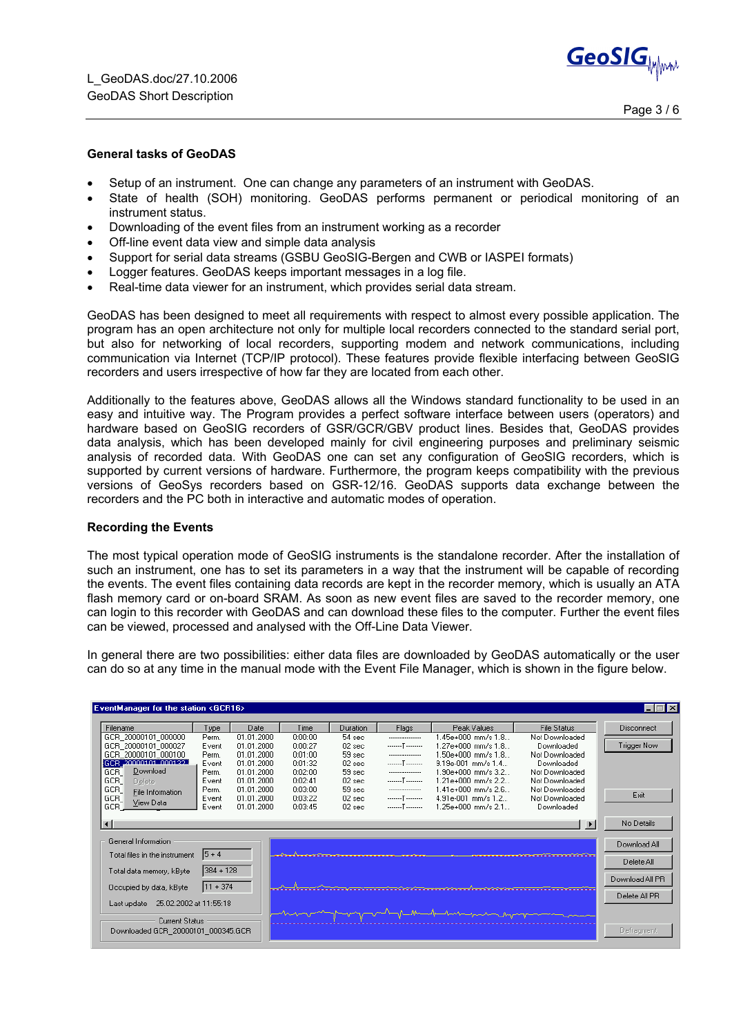## General tasks of GeoDAS

- Setup of an instrument. One can change any parameters of an instrument with GeoDAS.
- State of health (SOH) monitoring. GeoDAS performs permanent or periodical monitoring of an instrument status.
- Downloading of the event files from an instrument working as a recorder
- Off-line event data view and simple data analysis
- Support for serial data streams (GSBU GeoSIG-Bergen and CWB or IASPEI formats)
- Logger features. GeoDAS keeps important messages in a log file.
- Real-time data viewer for an instrument, which provides serial data stream.

GeoDAS has been designed to meet all requirements with respect to almost every possible application. The program has an open architecture not only for multiple local recorders connected to the standard serial port, but also for networking of local recorders, supporting modem and network communications, including communication via Internet (TCP/IP protocol). These features provide flexible interfacing between GeoSIG recorders and users irrespective of how far they are located from each other.

Additionally to the features above, GeoDAS allows all the Windows standard functionality to be used in an easy and intuitive way. The Program provides a perfect software interface between users (operators) and hardware based on GeoSIG recorders of GSR/GCR/GBV product lines. Besides that, GeoDAS provides data analysis, which has been developed mainly for civil engineering purposes and preliminary seismic analysis of recorded data. With GeoDAS one can set any configuration of GeoSIG recorders, which is supported by current versions of hardware. Furthermore, the program keeps compatibility with the previous versions of GeoSys recorders based on GSR-12/16. GeoDAS supports data exchange between the recorders and the PC both in interactive and automatic modes of operation.

## Recording the Events

The most typical operation mode of GeoSIG instruments is the standalone recorder. After the installation of such an instrument, one has to set its parameters in a way that the instrument will be capable of recording the events. The event files containing data records are kept in the recorder memory, which is usually an ATA flash memory card or on-board SRAM. As soon as new event files are saved to the recorder memory, one can login to this recorder with GeoDAS and can download these files to the computer. Further the event files can be viewed, processed and analysed with the Off-Line Data Viewer.

In general there are two possibilities: either data files are downloaded by GeoDAS automatically or the user can do so at any time in the manual mode with the Event File Manager, which is shown in the figure below.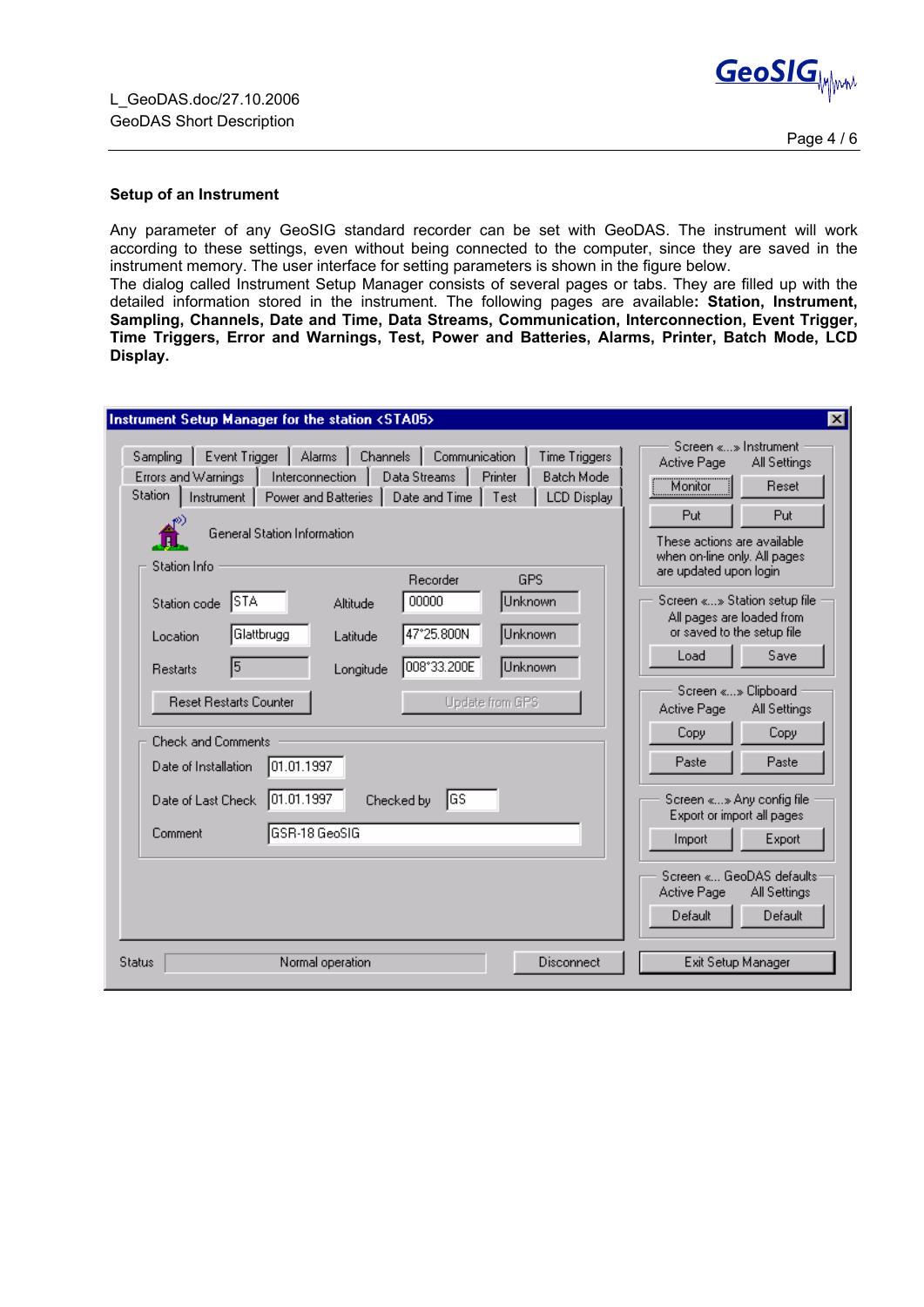### Setup of an Instrument

Any parameter of any GeoSIG standard recorder can be set with GeoDAS. The instrument will work according to these settings, even without being connected to the computer, since they are saved in the instrument memory. The user interface for setting parameters is shown in the figure below.

The dialog called Instrument Setup Manager consists of several pages or tabs. They are filled up with the detailed information stored in the instrument. The following pages are available**: Station, Instrument, Sampling, Channels, Date and Time, Data Streams, Communication, Interconnection, Event Trigger, Time Triggers, Error and Warnings, Test, Power and Batteries, Alarms, Printer, Batch Mode, LCD Display.**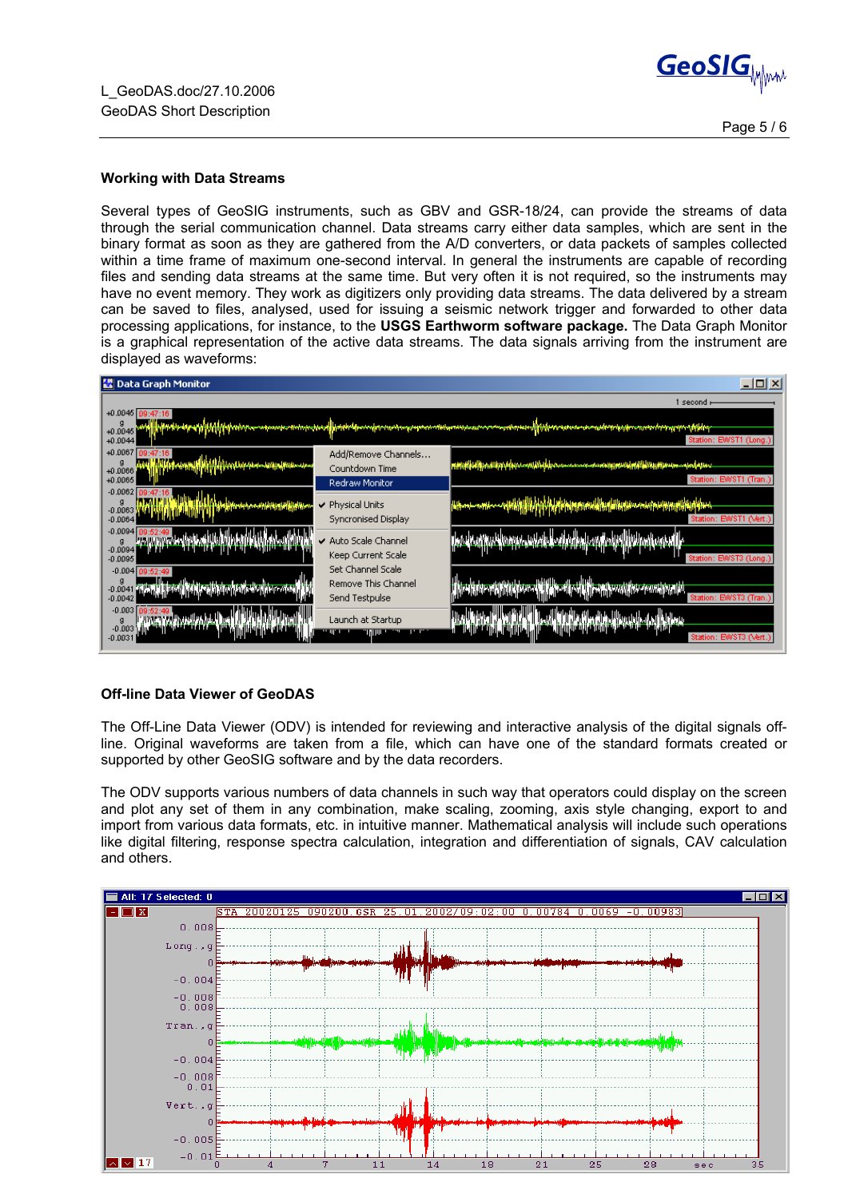## Working with Data Streams

Several types of GeoSIG instruments, such as GBV and GSR-18/24, can provide the streams of data through the serial communication channel. Data streams carry either data samples, which are sent in the binary format as soon as they are gathered from the A/D converters, or data packets of samples collected within a time frame of maximum one-second interval. In general the instruments are capable of recording files and sending data streams at the same time. But very often it is not required, so the instruments may have no event memory. They work as digitizers only providing data streams. The data delivered by a stream can be saved to files, analysed, used for issuing a seismic network trigger and forwarded to other data processing applications, for instance, to the **USGS Earthworm software package.** The Data Graph Monitor is a graphical representation of the active data streams. The data signals arriving from the instrument are displayed as waveforms:

## Off-line Data Viewer of GeoDAS

The Off-Line Data Viewer (ODV) is intended for reviewing and interactive analysis of the digital signals off-line. Original waveforms are taken from a file, which can have one of the standard formats created or supported by other GeoSIG software and by the data recorders.

The ODV supports various numbers of data channels in such way that operators could display on the screen and plot any set of them in any combination, make scaling, zooming, axis style changing, export to and import from various data formats, etc. in intuitive manner. Mathematical analysis will include such operations like digital filtering, response spectra calculation, integration and differentiation of signals, CAV calculation and others.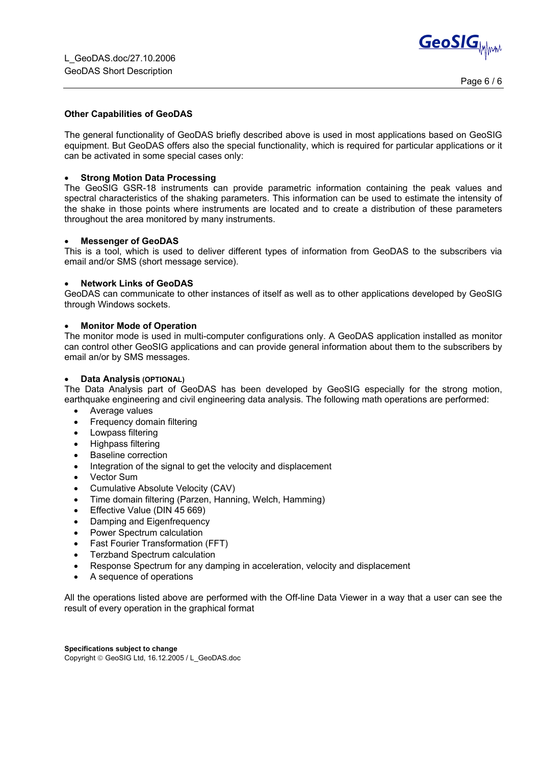### Other Capabilities of GeoDAS

The general functionality of GeoDAS briefly described above is used in most applications based on GeoSIG equipment. But GeoDAS offers also the special functionality, which is required for particular applications or it can be activated in some special cases only:

- **Strong Motion Data Processing**

The GeoSIG GSR-18 instruments can provide parametric information containing the peak values and spectral characteristics of the shaking parameters. This information can be used to estimate the intensity of the shake in those points where instruments are located and to create a distribution of these parameters throughout the area monitored by many instruments.

- **Messenger of GeoDAS**

This is a tool, which is used to deliver different types of information from GeoDAS to the subscribers via email and/or SMS (short message service).

- **Network Links of GeoDAS**

GeoDAS can communicate to other instances of itself as well as to other applications developed by GeoSIG through Windows sockets.

- **Monitor Mode of Operation**

The monitor mode is used in multi-computer configurations only. A GeoDAS application installed as monitor can control other GeoSIG applications and can provide general information about them to the subscribers by email an/or by SMS messages.

- **Data Analysis (OPTIONAL)**

The Data Analysis part of GeoDAS has been developed by GeoSIG especially for the strong motion, earthquake engineering and civil engineering data analysis. The following math operations are performed:

- Average values
- Frequency domain filtering
- Lowpass filtering
- Highpass filtering
- Baseline correction
- Integration of the signal to get the velocity and displacement
- Vector Sum
- Cumulative Absolute Velocity (CAV)
- Time domain filtering (Parzen, Hanning, Welch, Hamming)
- Effective Value (DIN 45 669)
- Damping and Eigenfrequency
- Power Spectrum calculation
- Fast Fourier Transformation (FFT)
- Terzband Spectrum calculation
- Response Spectrum for any damping in acceleration, velocity and displacement
- A sequence of operations

All the operations listed above are performed with the Off-line Data Viewer in a way that a user can see the result of every operation in the graphical format

**Specifications subject to change**
Copyright © GeoSIG Ltd, 16.12.2005 / L_GeoDAS.doc